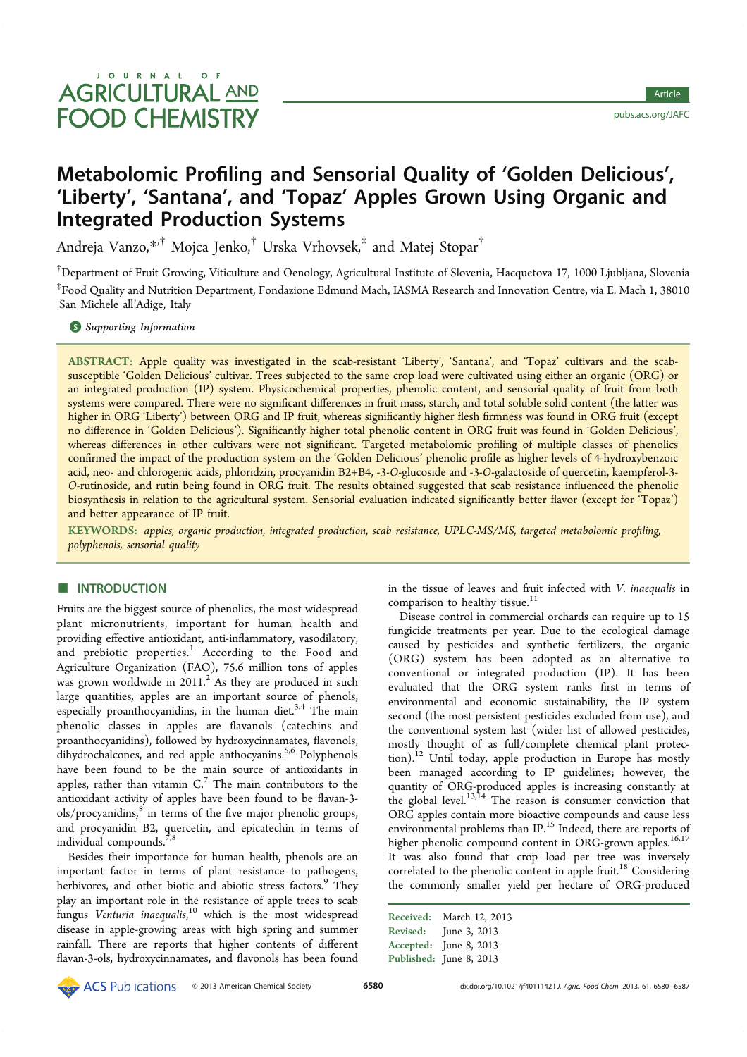# Metabolomic Profiling and Sensorial Quality of 'Golden Delicious', 'Liberty', 'Santana', and 'Topaz' Apples Grown Using Organic and Integrated Production Systems

Andreja Vanzo,*[†] Mojca Jenko,[†] Urska Vrhovsek,[‡] and Matej Stopar[†]

[†]Department of Fruit Growing, Viticulture and Oenology, Agricultural Institute of Slovenia, Hacquetova 17, 1000 Ljubljana, Slovenia

[‡]Food Quality and Nutrition Department, Fondazione Edmund Mach, IASMA Research and Innovation Centre, via E. Mach 1, 38010 San Michele all'Adige, Italy

Supporting Information

**ABSTRACT:** Apple quality was investigated in the scab-resistant 'Liberty', 'Santana', and 'Topaz' cultivars and the scab-susceptible 'Golden Delicious' cultivar. Trees subjected to the same crop load were cultivated using either an organic (ORG) or an integrated production (IP) system. Physicochemical properties, phenolic content, and sensorial quality of fruit from both systems were compared. There were no significant differences in fruit mass, starch, and total soluble solid content (the latter was higher in ORG 'Liberty') between ORG and IP fruit, whereas significantly higher flesh firmness was found in ORG fruit (except no difference in 'Golden Delicious'). Significantly higher total phenolic content in ORG fruit was found in 'Golden Delicious', whereas differences in other cultivars were not significant. Targeted metabolomic profiling of multiple classes of phenolics confirmed the impact of the production system on the 'Golden Delicious' phenolic profile as higher levels of 4-hydroxybenzoic acid, neo- and chlorogenic acids, phloridzin, procyanidin B2+B4, -3-*O*-glucoside and -3-*O*-galactoside of quercetin, kaempferol-3-*O*-rutinoside, and rutin being found in ORG fruit. The results obtained suggested that scab resistance influenced the phenolic biosynthesis in relation to the agricultural system. Sensorial evaluation indicated significantly better flavor (except for 'Topaz') and better appearance of IP fruit.

**KEYWORDS:** *apples, organic production, integrated production, scab resistance, UPLC-MS/MS, targeted metabolomic profiling, polyphenols, sensorial quality*

## INTRODUCTION

Fruits are the biggest source of phenolics, the most widespread plant micronutrients, important for human health and providing effective antioxidant, anti-inflammatory, vasodilatory, and prebiotic properties.[1] According to the Food and Agriculture Organization (FAO), 75.6 million tons of apples was grown worldwide in 2011.[2] As they are produced in such large quantities, apples are an important source of phenols, especially proanthocyanidins, in the human diet.[3,4] The main phenolic classes in apples are flavanols (catechins and proanthocyanidins), followed by hydroxycinnamates, flavonols, dihydrochalcones, and red apple anthocyanins.[5,6] Polyphenols have been found to be the main source of antioxidants in apples, rather than vitamin C.[7] The main contributors to the antioxidant activity of apples have been found to be flavan-3-ols/procyanidins,[8] in terms of the five major phenolic groups, and procyanidin B2, quercetin, and epicatechin in terms of individual compounds.[7,8]

Besides their importance for human health, phenols are an important factor in terms of plant resistance to pathogens, herbivores, and other biotic and abiotic stress factors.[9] They play an important role in the resistance of apple trees to scab fungus *Venturia inaequalis*,[10] which is the most widespread disease in apple-growing areas with high spring and summer rainfall. There are reports that higher contents of different flavan-3-ols, hydroxycinnamates, and flavonols has been found in the tissue of leaves and fruit infected with *V. inaequalis* in comparison to healthy tissue.[11]

Disease control in commercial orchards can require up to 15 fungicide treatments per year. Due to the ecological damage caused by pesticides and synthetic fertilizers, the organic (ORG) system has been adopted as an alternative to conventional or integrated production (IP). It has been evaluated that the ORG system ranks first in terms of environmental and economic sustainability, the IP system second (the most persistent pesticides excluded from use), and the conventional system last (wider list of allowed pesticides, mostly thought of as full/complete chemical plant protection).[12] Until today, apple production in Europe has mostly been managed according to IP guidelines; however, the quantity of ORG-produced apples is increasing constantly at the global level.[13,14] The reason is consumer conviction that ORG apples contain more bioactive compounds and cause less environmental problems than IP.[15] Indeed, there are reports of higher phenolic compound content in ORG-grown apples.[16,17] It was also found that crop load per tree was inversely correlated to the phenolic content in apple fruit.[18] Considering the commonly smaller yield per hectare of ORG-produced

Received: March 12, 2013
Revised: June 3, 2013
Accepted: June 8, 2013
Published: June 8, 2013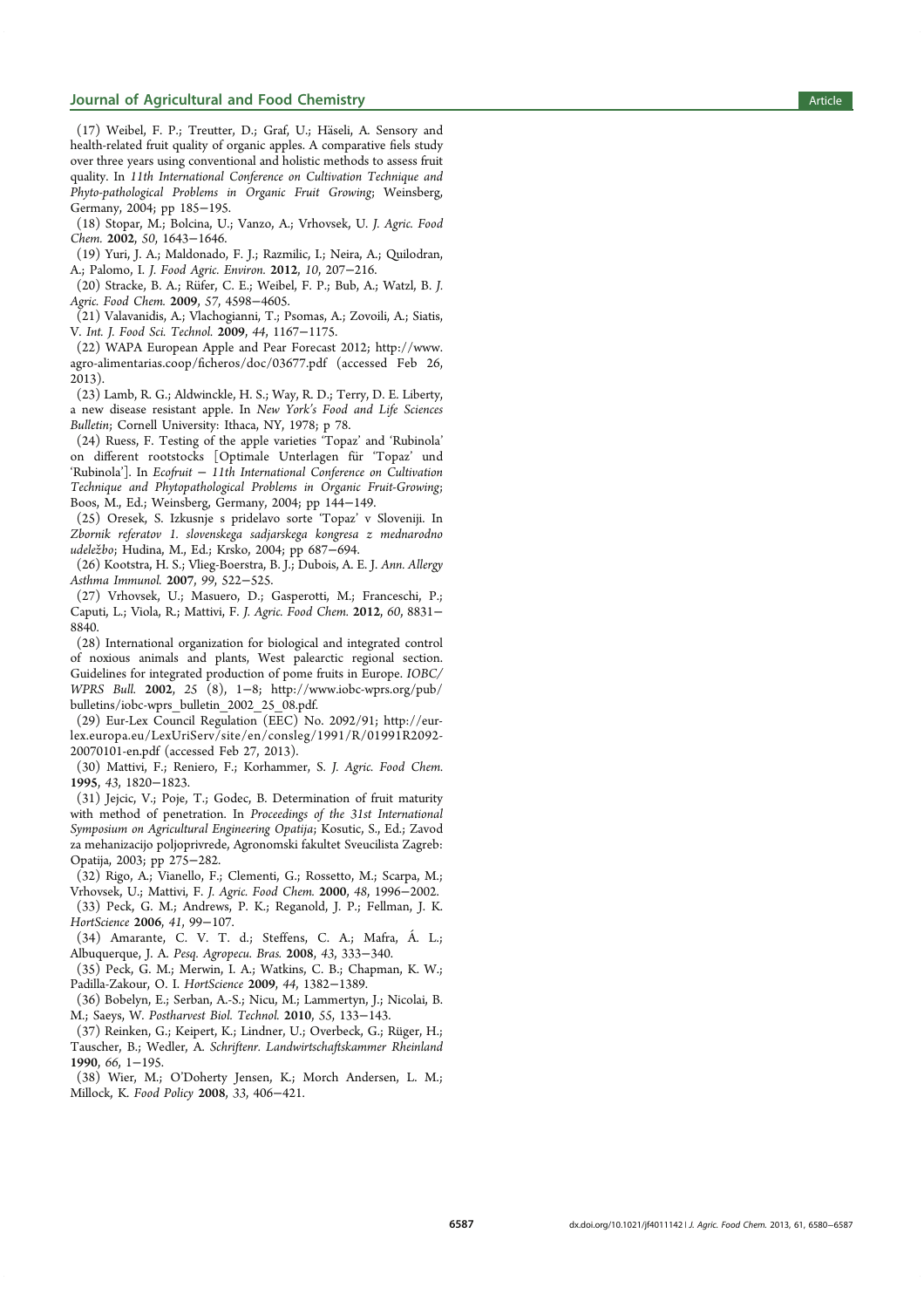(17) Weibel, F. P.; Treutter, D.; Graf, U.; Häseli, A. Sensory and health-related fruit quality of organic apples. A comparative fiels study over three years using conventional and holistic methods to assess fruit quality. In *11th International Conference on Cultivation Technique and Phyto-pathological Problems in Organic Fruit Growing*; Weinsberg, Germany, 2004; pp 185−195.

(18) Stopar, M.; Bolcina, U.; Vanzo, A.; Vrhovsek, U. *J. Agric. Food Chem.* **2002**, *50*, 1643−1646.

(19) Yuri, J. A.; Maldonado, F. J.; Razmilic, I.; Neira, A.; Quilodran, A.; Palomo, I. *J. Food Agric. Environ.* **2012**, *10*, 207−216.

(20) Stracke, B. A.; Rüfer, C. E.; Weibel, F. P.; Bub, A.; Watzl, B. *J. Agric. Food Chem.* **2009**, *57*, 4598−4605.

(21) Valavanidis, A.; Vlachogianni, T.; Psomas, A.; Zovoili, A.; Siatis, V. *Int. J. Food Sci. Technol.* **2009**, *44*, 1167−1175.

(22) WAPA European Apple and Pear Forecast 2012; http://www.agro-alimentarias.coop/ficheros/doc/03677.pdf (accessed Feb 26, 2013).

(23) Lamb, R. G.; Aldwinckle, H. S.; Way, R. D.; Terry, D. E. Liberty, a new disease resistant apple. In *New York's Food and Life Sciences Bulletin*; Cornell University: Ithaca, NY, 1978; p 78.

(24) Ruess, F. Testing of the apple varieties 'Topaz' and 'Rubinola' on different rootstocks [Optimale Unterlagen für 'Topaz' und 'Rubinola']. In *Ecofruit − 11th International Conference on Cultivation Technique and Phytopathological Problems in Organic Fruit-Growing*; Boos, M., Ed.; Weinsberg, Germany, 2004; pp 144−149.

(25) Oresek, S. Izkusnje s pridelavo sorte 'Topaz' v Sloveniji. In *Zbornik referatov 1. slovenskega sadjarskega kongresa z mednarodno udeležbo*; Hudina, M., Ed.; Krsko, 2004; pp 687−694.

(26) Kootstra, H. S.; Vlieg-Boerstra, B. J.; Dubois, A. E. J. *Ann. Allergy Asthma Immunol.* **2007**, *99*, 522−525.

(27) Vrhovsek, U.; Masuero, D.; Gasperotti, M.; Franceschi, P.; Caputi, L.; Viola, R.; Mattivi, F. *J. Agric. Food Chem.* **2012**, *60*, 8831−8840.

(28) International organization for biological and integrated control of noxious animals and plants, West palearctic regional section. Guidelines for integrated production of pome fruits in Europe. *IOBC/WPRS Bull.* **2002**, *25* (8), 1−8; http://www.iobc-wprs.org/pub/bulletins/iobc-wprs_bulletin_2002_25_08.pdf.

(29) Eur-Lex Council Regulation (EEC) No. 2092/91; http://eur-lex.europa.eu/LexUriServ/site/en/consleg/1991/R/01991R2092-20070101-en.pdf (accessed Feb 27, 2013).

(30) Mattivi, F.; Reniero, F.; Korhammer, S. *J. Agric. Food Chem.* **1995**, *43*, 1820−1823.

(31) Jejcic, V.; Poje, T.; Godec, B. Determination of fruit maturity with method of penetration. In *Proceedings of the 31st International Symposium on Agricultural Engineering Opatija*; Kosutic, S., Ed.; Zavod za mehanizacijo poljoprivrede, Agronomski fakultet Sveucilista Zagreb: Opatija, 2003; pp 275−282.

(32) Rigo, A.; Vianello, F.; Clementi, G.; Rossetto, M.; Scarpa, M.; Vrhovsek, U.; Mattivi, F. *J. Agric. Food Chem.* **2000**, *48*, 1996−2002.

(33) Peck, G. M.; Andrews, P. K.; Reganold, J. P.; Fellman, J. K. *HortScience* **2006**, *41*, 99−107.

(34) Amarante, C. V. T. d.; Steffens, C. A.; Mafra, Á. L.; Albuquerque, J. A. *Pesq. Agropecu. Bras.* **2008**, *43*, 333−340.

(35) Peck, G. M.; Merwin, I. A.; Watkins, C. B.; Chapman, K. W.; Padilla-Zakour, O. I. *HortScience* **2009**, *44*, 1382−1389.

(36) Bobelyn, E.; Serban, A.-S.; Nicu, M.; Lammertyn, J.; Nicolai, B. M.; Saeys, W. *Postharvest Biol. Technol.* **2010**, *55*, 133−143.

(37) Reinken, G.; Keipert, K.; Lindner, U.; Overbeck, G.; Rüger, H.; Tauscher, B.; Wedler, A. *Schriftenr. Landwirtschaftskammer Rheinland* **1990**, *66*, 1−195.

(38) Wier, M.; O'Doherty Jensen, K.; Morch Andersen, L. M.; Millock, K. *Food Policy* **2008**, *33*, 406−421.